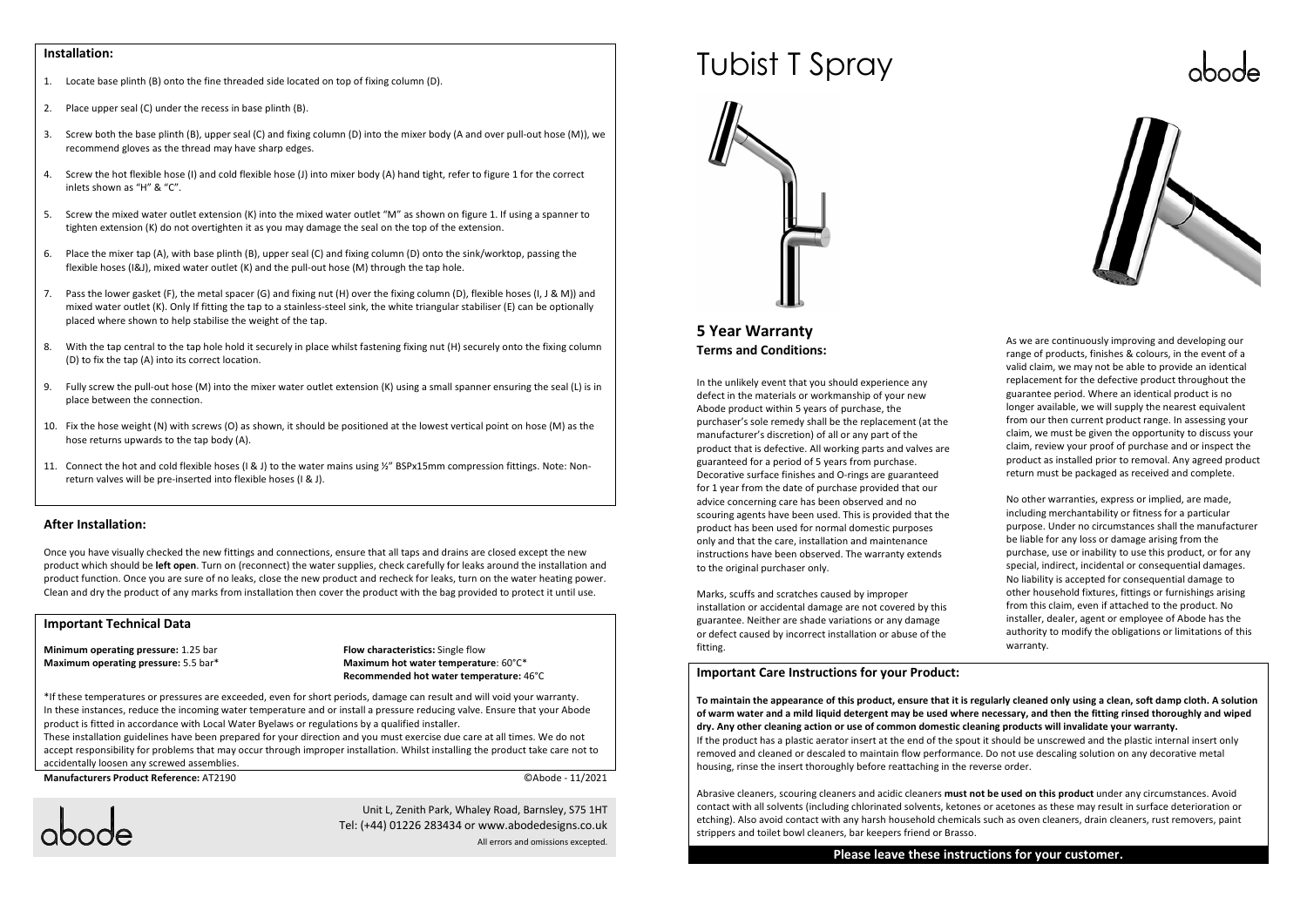## Installation:

1. Locate base plinth (B) onto the fine threaded side located on top of fixing column (D).
2. Place upper seal (C) under the recess in base plinth (B).
3. Screw both the base plinth (B), upper seal (C) and fixing column (D) into the mixer body (A and over pull-out hose (M)), we recommend gloves as the thread may have sharp edges.
4. Screw the hot flexible hose (I) and cold flexible hose (J) into mixer body (A) hand tight, refer to figure 1 for the correct inlets shown as "H" & "C".
5. Screw the mixed water outlet extension (K) into the mixed water outlet "M" as shown on figure 1. If using a spanner to tighten extension (K) do not overtighten it as you may damage the seal on the top of the extension.
6. Place the mixer tap (A), with base plinth (B), upper seal (C) and fixing column (D) onto the sink/worktop, passing the flexible hoses (I&J), mixed water outlet (K) and the pull-out hose (M) through the tap hole.
7. Pass the lower gasket (F), the metal spacer (G) and fixing nut (H) over the fixing column (D), flexible hoses (I, J & M)) and mixed water outlet (K). Only If fitting the tap to a stainless-steel sink, the white triangular stabiliser (E) can be optionally placed where shown to help stabilise the weight of the tap.
8. With the tap central to the tap hole hold it securely in place whilst fastening fixing nut (H) securely onto the fixing column (D) to fix the tap (A) into its correct location.
9. Fully screw the pull-out hose (M) into the mixer water outlet extension (K) using a small spanner ensuring the seal (L) is in place between the connection.
10. Fix the hose weight (N) with screws (O) as shown, it should be positioned at the lowest vertical point on hose (M) as the hose returns upwards to the tap body (A).
11. Connect the hot and cold flexible hoses (I & J) to the water mains using ½" BSPx15mm compression fittings. Note: Non-return valves will be pre-inserted into flexible hoses (I & J).

## After Installation:

Once you have visually checked the new fittings and connections, ensure that all taps and drains are closed except the new product which should be **left open**. Turn on (reconnect) the water supplies, check carefully for leaks around the installation and product function. Once you are sure of no leaks, close the new product and recheck for leaks, turn on the water heating power. Clean and dry the product of any marks from installation then cover the product with the bag provided to protect it until use.

## Important Technical Data

**Minimum operating pressure:** 1.25 bar
**Maximum operating pressure:** 5.5 bar*

**Flow characteristics:** Single flow
**Maximum hot water temperature**: 60°C*
**Recommended hot water temperature:** 46°C

*If these temperatures or pressures are exceeded, even for short periods, damage can result and will void your warranty. In these instances, reduce the incoming water temperature and or install a pressure reducing valve. Ensure that your Abode product is fitted in accordance with Local Water Byelaws or regulations by a qualified installer.
These installation guidelines have been prepared for your direction and you must exercise due care at all times. We do not accept responsibility for problems that may occur through improper installation. Whilst installing the product take care not to accidentally loosen any screwed assemblies.

**Manufacturers Product Reference:** AT2190

©Abode - 11/2021

abode

Unit L, Zenith Park, Whaley Road, Barnsley, S75 1HT
Tel: (+44) 01226 283434 or www.abodedesigns.co.uk
All errors and omissions excepted.

# Tubist T Spray

abode

## 5 Year Warranty
### Terms and Conditions:

In the unlikely event that you should experience any defect in the materials or workmanship of your new Abode product within 5 years of purchase, the purchaser's sole remedy shall be the replacement (at the manufacturer's discretion) of all or any part of the product that is defective. All working parts and valves are guaranteed for a period of 5 years from purchase. Decorative surface finishes and O-rings are guaranteed for 1 year from the date of purchase provided that our advice concerning care has been observed and no scouring agents have been used. This is provided that the product has been used for normal domestic purposes only and that the care, installation and maintenance instructions have been observed. The warranty extends to the original purchaser only.

Marks, scuffs and scratches caused by improper installation or accidental damage are not covered by this guarantee. Neither are shade variations or any damage or defect caused by incorrect installation or abuse of the fitting.

As we are continuously improving and developing our range of products, finishes & colours, in the event of a valid claim, we may not be able to provide an identical replacement for the defective product throughout the guarantee period. Where an identical product is no longer available, we will supply the nearest equivalent from our then current product range. In assessing your claim, we must be given the opportunity to discuss your claim, review your proof of purchase and or inspect the product as installed prior to removal. Any agreed product return must be packaged as received and complete.

No other warranties, express or implied, are made, including merchantability or fitness for a particular purpose. Under no circumstances shall the manufacturer be liable for any loss or damage arising from the purchase, use or inability to use this product, or for any special, indirect, incidental or consequential damages. No liability is accepted for consequential damage to other household fixtures, fittings or furnishings arising from this claim, even if attached to the product. No installer, dealer, agent or employee of Abode has the authority to modify the obligations or limitations of this warranty.

## Important Care Instructions for your Product:

**To maintain the appearance of this product, ensure that it is regularly cleaned only using a clean, soft damp cloth. A solution of warm water and a mild liquid detergent may be used where necessary, and then the fitting rinsed thoroughly and wiped dry. Any other cleaning action or use of common domestic cleaning products will invalidate your warranty.**
If the product has a plastic aerator insert at the end of the spout it should be unscrewed and the plastic internal insert only removed and cleaned or descaled to maintain flow performance. Do not use descaling solution on any decorative metal housing, rinse the insert thoroughly before reattaching in the reverse order.

Abrasive cleaners, scouring cleaners and acidic cleaners **must not be used on this product** under any circumstances. Avoid contact with all solvents (including chlorinated solvents, ketones or acetones as these may result in surface deterioration or etching). Also avoid contact with any harsh household chemicals such as oven cleaners, drain cleaners, rust removers, paint strippers and toilet bowl cleaners, bar keepers friend or Brasso.

**Please leave these instructions for your customer.**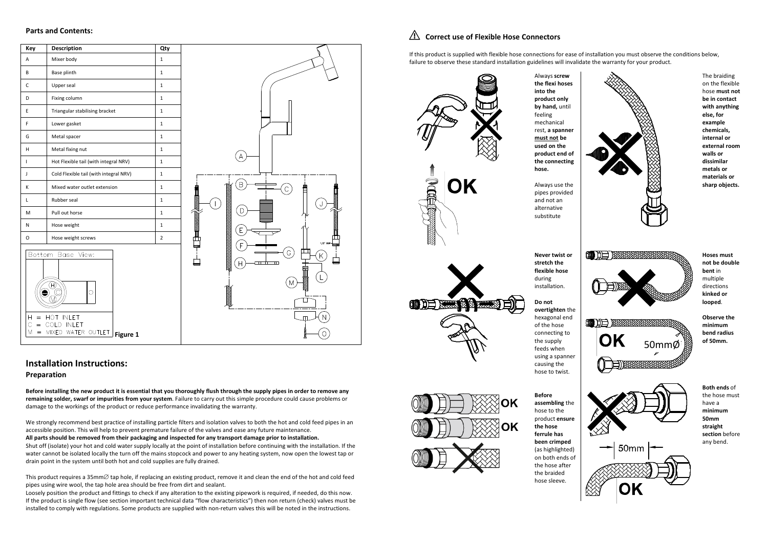## Parts and Contents:

| Key | Description | Qty |
|---|---|---|
| A | Mixer body | 1 |
| B | Base plinth | 1 |
| C | Upper seal | 1 |
| D | Fixing column | 1 |
| E | Triangular stabilising bracket | 1 |
| F | Lower gasket | 1 |
| G | Metal spacer | 1 |
| H | Metal fixing nut | 1 |
| I | Hot Flexible tail (with integral NRV) | 1 |
| J | Cold Flexible tail (with integral NRV) | 1 |
| K | Mixed water outlet extension | 1 |
| L | Rubber seal | 1 |
| M | Pull out horse | 1 |
| N | Hose weight | 1 |
| O | Hose weight screws | 2 |

Bottom Base View:

H = HOT INLET
C = COLD INLET
M = MIXED WATER OUTLET

**Figure 1**

# Installation Instructions:

## Preparation

**Before installing the new product it is essential that you thoroughly flush through the supply pipes in order to remove any remaining solder, swarf or impurities from your system**. Failure to carry out this simple procedure could cause problems or damage to the workings of the product or reduce performance invalidating the warranty.

We strongly recommend best practice of installing particle filters and isolation valves to both the hot and cold feed pipes in an accessible position. This will help to prevent premature failure of the valves and ease any future maintenance.

**All parts should be removed from their packaging and inspected for any transport damage prior to installation.**

Shut off (isolate) your hot and cold water supply locally at the point of installation before continuing with the installation. If the water cannot be isolated locally the turn off the mains stopcock and power to any heating system, now open the lowest tap or drain point in the system until both hot and cold supplies are fully drained.

This product requires a 35mm∅ tap hole, if replacing an existing product, remove it and clean the end of the hot and cold feed pipes using wire wool, the tap hole area should be free from dirt and sealant.

Loosely position the product and fittings to check if any alteration to the existing pipework is required, if needed, do this now. If the product is single flow (see section important technical data "flow characteristics") then non return (check) valves must be installed to comply with regulations. Some products are supplied with non-return valves this will be noted in the instructions.

## ⚠ Correct use of Flexible Hose Connectors

If this product is supplied with flexible hose connections for ease of installation you must observe the conditions below, failure to observe these standard installation guidelines will invalidate the warranty for your product.

Always **screw the flexi hoses into the product only by hand,** until feeling mechanical rest, **a spanner must not be used on the product end of the connecting hose.**

Always use the pipes provided and not an alternative substitute

OK

The braiding on the flexible hose **must not be in contact with anything else, for example chemicals, internal or external room walls or dissimilar metals or materials or sharp objects.**

**Never twist or stretch the flexible hose** during installation.

**Do not overtighten** the hexagonal end of the hose connecting to the supply feeds when using a spanner causing the hose to twist.

**Hoses must not be double bent** in multiple directions **kinked or looped**.

**Observe the minimum bend radius of 50mm.**

OK 50mmØ

**Before assembling** the hose to the product **ensure the hose ferrule has been crimped** (as highlighted) on both ends of the hose after the braided hose sleeve.

OK

OK

**Both ends** of the hose must have a **minimum 50mm straight section** before any bend.

50mm

OK